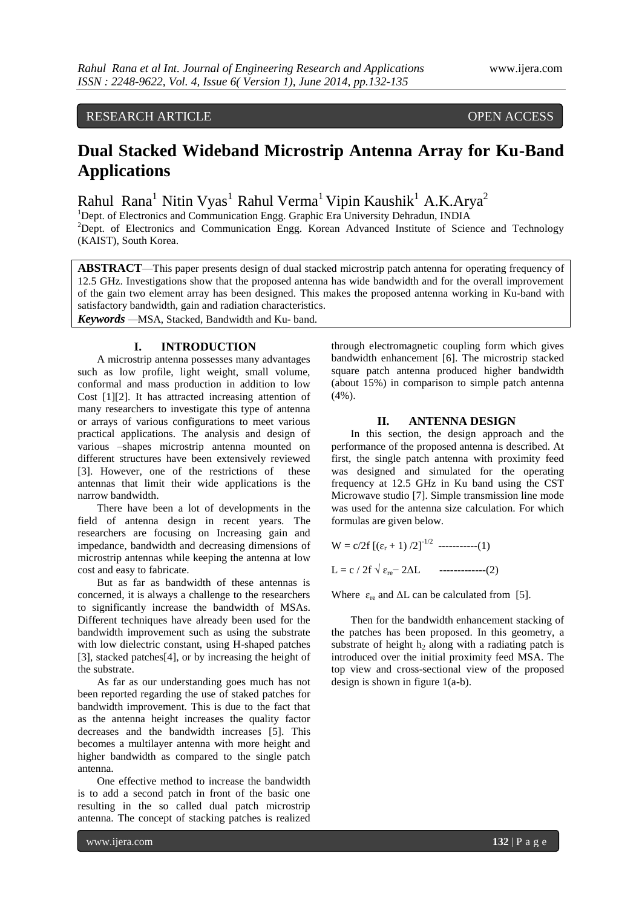RESEARCH ARTICLE OPEN ACCESS

# Dual Stacked Wideband Microstrip Antenna Array for Ku-Band Applications

Rahul Rana[1] Nitin Vyas[1] Rahul Verma[1] Vipin Kaushik[1] A.K.Arya[2]

[1]Dept. of Electronics and Communication Engg. Graphic Era University Dehradun, INDIA
[2]Dept. of Electronics and Communication Engg. Korean Advanced Institute of Science and Technology (KAIST), South Korea.

**ABSTRACT**—This paper presents design of dual stacked microstrip patch antenna for operating frequency of 12.5 GHz. Investigations show that the proposed antenna has wide bandwidth and for the overall improvement of the gain two element array has been designed. This makes the proposed antenna working in Ku-band with satisfactory bandwidth, gain and radiation characteristics.

***Keywords*** —MSA, Stacked, Bandwidth and Ku- band.

## I. INTRODUCTION

A microstrip antenna possesses many advantages such as low profile, light weight, small volume, conformal and mass production in addition to low Cost [1][2]. It has attracted increasing attention of many researchers to investigate this type of antenna or arrays of various configurations to meet various practical applications. The analysis and design of various –shapes microstrip antenna mounted on different structures have been extensively reviewed [3]. However, one of the restrictions of these antennas that limit their wide applications is the narrow bandwidth.

There have been a lot of developments in the field of antenna design in recent years. The researchers are focusing on Increasing gain and impedance, bandwidth and decreasing dimensions of microstrip antennas while keeping the antenna at low cost and easy to fabricate.

But as far as bandwidth of these antennas is concerned, it is always a challenge to the researchers to significantly increase the bandwidth of MSAs. Different techniques have already been used for the bandwidth improvement such as using the substrate with low dielectric constant, using H-shaped patches [3], stacked patches[4], or by increasing the height of the substrate.

As far as our understanding goes much has not been reported regarding the use of staked patches for bandwidth improvement. This is due to the fact that as the antenna height increases the quality factor decreases and the bandwidth increases [5]. This becomes a multilayer antenna with more height and higher bandwidth as compared to the single patch antenna.

One effective method to increase the bandwidth is to add a second patch in front of the basic one resulting in the so called dual patch microstrip antenna. The concept of stacking patches is realized through electromagnetic coupling form which gives bandwidth enhancement [6]. The microstrip stacked square patch antenna produced higher bandwidth (about 15%) in comparison to simple patch antenna (4%).

## II. ANTENNA DESIGN

In this section, the design approach and the performance of the proposed antenna is described. At first, the single patch antenna with proximity feed was designed and simulated for the operating frequency at 12.5 GHz in Ku band using the CST Microwave studio [7]. Simple transmission line mode was used for the antenna size calculation. For which formulas are given below.

$$W = c/2f \, [(\varepsilon_r + 1)/2]^{-1/2} \quad \text{-----------(1)}$$

$$L = c / 2f \sqrt{\varepsilon_{re}} - 2\Delta L \quad \text{-------------(2)}$$

Where $\varepsilon_{re}$ and $\Delta L$ can be calculated from [5].

Then for the bandwidth enhancement stacking of the patches has been proposed. In this geometry, a substrate of height $h_2$ along with a radiating patch is introduced over the initial proximity feed MSA. The top view and cross-sectional view of the proposed design is shown in figure 1(a-b).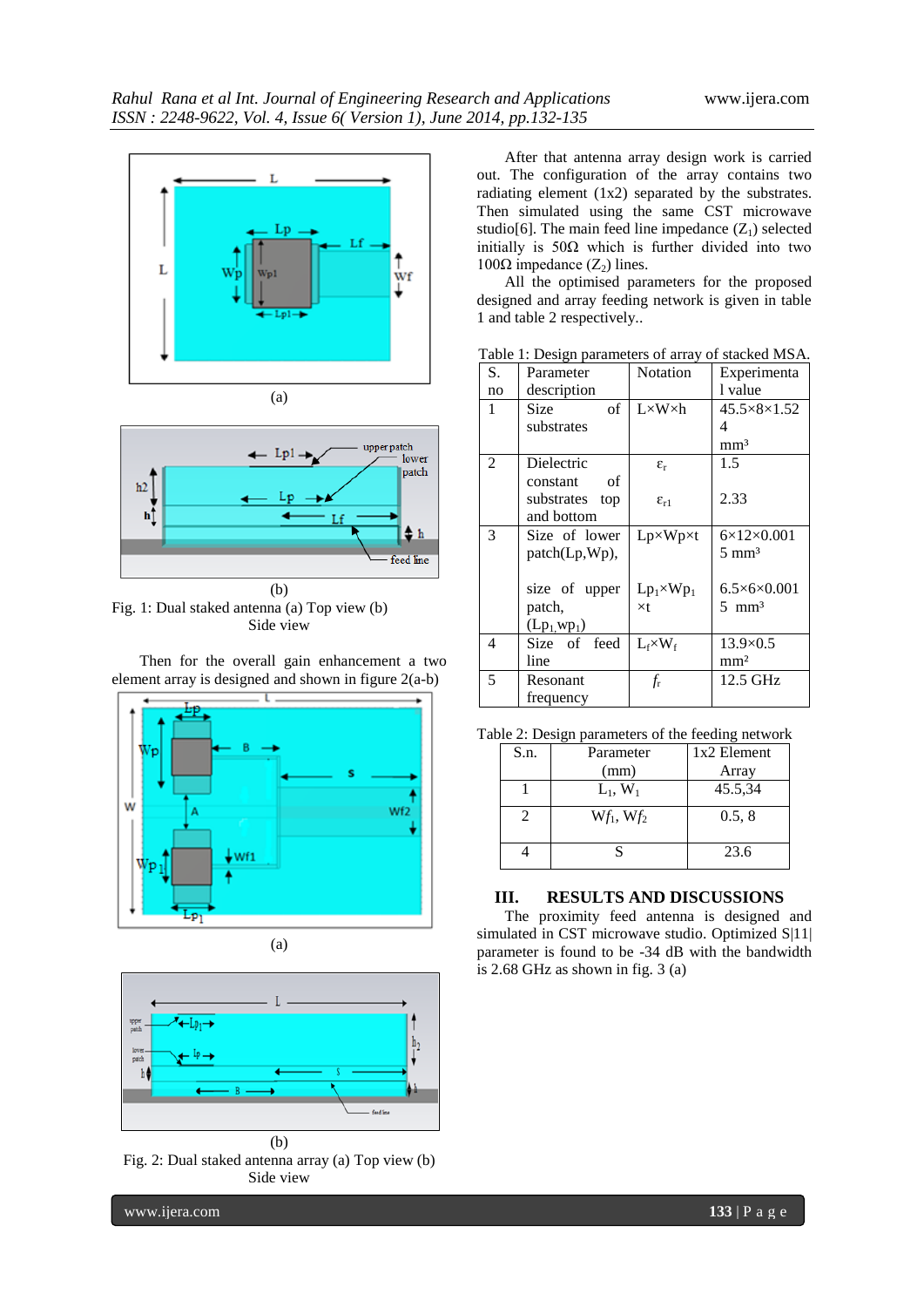(a)

(b)

Fig. 1: Dual staked antenna (a) Top view (b) Side view

Then for the overall gain enhancement a two element array is designed and shown in figure 2(a-b)

(a)

(b)

Fig. 2: Dual staked antenna array (a) Top view (b) Side view

After that antenna array design work is carried out. The configuration of the array contains two radiating element (1x2) separated by the substrates. Then simulated using the same CST microwave studio[6]. The main feed line impedance ($Z_1$) selected initially is 50Ω which is further divided into two 100Ω impedance ($Z_2$) lines.

All the optimised parameters for the proposed designed and array feeding network is given in table 1 and table 2 respectively..

Table 1: Design parameters of array of stacked MSA.

| S. no | Parameter description | Notation | Experimental value |
|---|---|---|---|
| 1 | Size of substrates | L×W×h | 45.5×8×1.524 mm³ |
| 2 | Dielectric constant of substrates top and bottom | $\varepsilon_r$<br>$\varepsilon_{r1}$ | 1.5<br>2.33 |
| 3 | Size of lower patch(Lp,Wp),<br>size of upper patch, ($Lp_1$,$wp_1$) | Lp×Wp×t<br>$Lp_1$×$Wp_1$×t | 6×12×0.0015 mm³<br>6.5×6×0.0015 mm³ |
| 4 | Size of feed line | $L_f$×$W_f$ | 13.9×0.5 mm² |
| 5 | Resonant frequency | $f_r$ | 12.5 GHz |

Table 2: Design parameters of the feeding network

| S.n. | Parameter (mm) | 1x2 Element Array |
|---|---|---|
| 1 | $L_1$, $W_1$ | 45.5,34 |
| 2 | $Wf_1$, $Wf_2$ | 0.5, 8 |
| 4 | S | 23.6 |

## III. RESULTS AND DISCUSSIONS

The proximity feed antenna is designed and simulated in CST microwave studio. Optimized S|11| parameter is found to be -34 dB with the bandwidth is 2.68 GHz as shown in fig. 3 (a)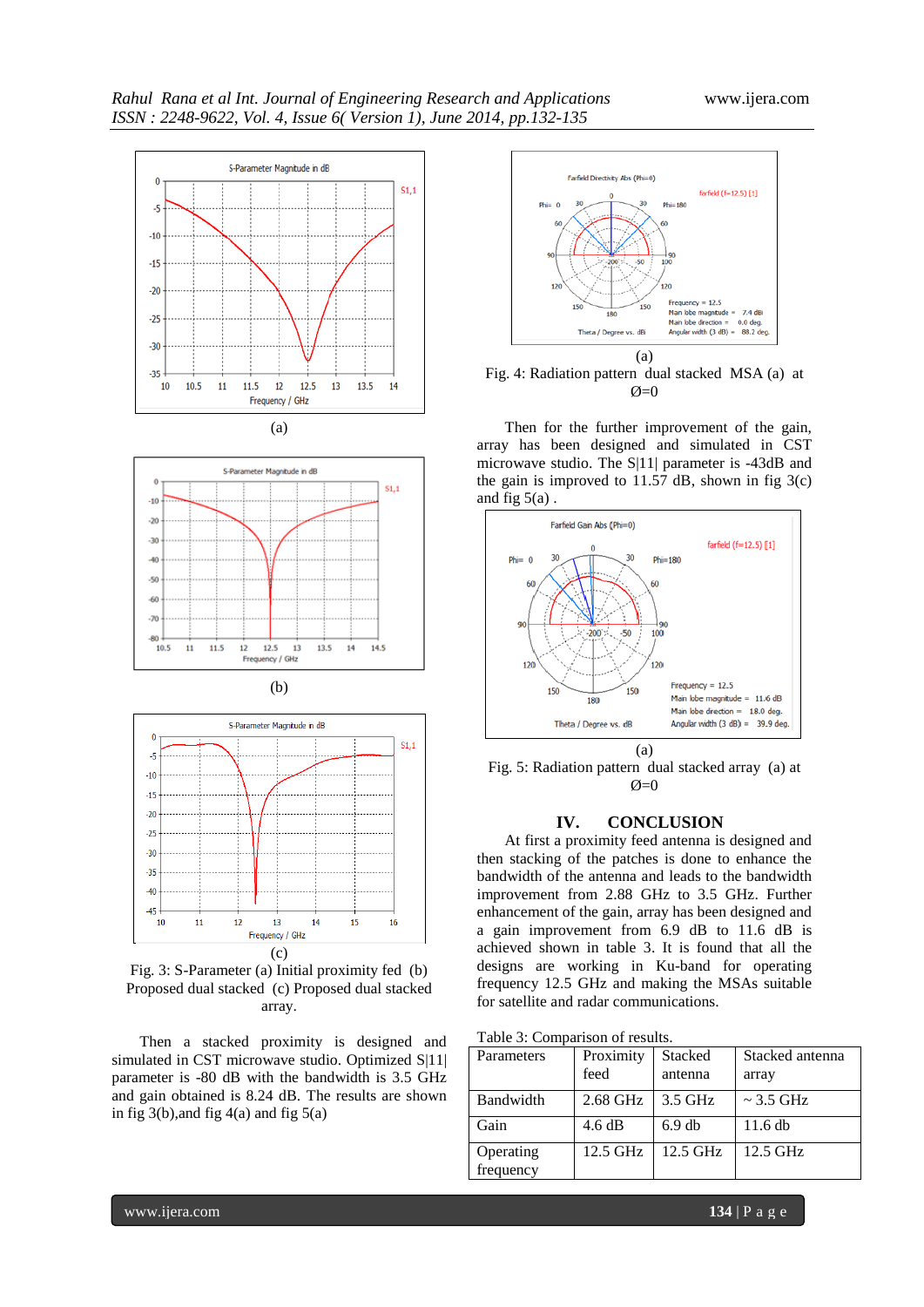(a)

(b)

(c)

Fig. 3: S-Parameter (a) Initial proximity fed (b) Proposed dual stacked (c) Proposed dual stacked array.

Then a stacked proximity is designed and simulated in CST microwave studio. Optimized S|11| parameter is -80 dB with the bandwidth is 3.5 GHz and gain obtained is 8.24 dB. The results are shown in fig 3(b),and fig 4(a) and fig 5(a)

(a)

Fig. 4: Radiation pattern dual stacked MSA (a) at Ø=0

Then for the further improvement of the gain, array has been designed and simulated in CST microwave studio. The S|11| parameter is -43dB and the gain is improved to 11.57 dB, shown in fig 3(c) and fig 5(a) .

(a)

Fig. 5: Radiation pattern dual stacked array (a) at Ø=0

## IV. CONCLUSION

At first a proximity feed antenna is designed and then stacking of the patches is done to enhance the bandwidth of the antenna and leads to the bandwidth improvement from 2.88 GHz to 3.5 GHz. Further enhancement of the gain, array has been designed and a gain improvement from 6.9 dB to 11.6 dB is achieved shown in table 3. It is found that all the designs are working in Ku-band for operating frequency 12.5 GHz and making the MSAs suitable for satellite and radar communications.

Table 3: Comparison of results.

| Parameters | Proximity feed | Stacked antenna | Stacked antenna array |
|---|---|---|---|
| Bandwidth | 2.68 GHz | 3.5 GHz | ~ 3.5 GHz |
| Gain | 4.6 dB | 6.9 db | 11.6 db |
| Operating frequency | 12.5 GHz | 12.5 GHz | 12.5 GHz |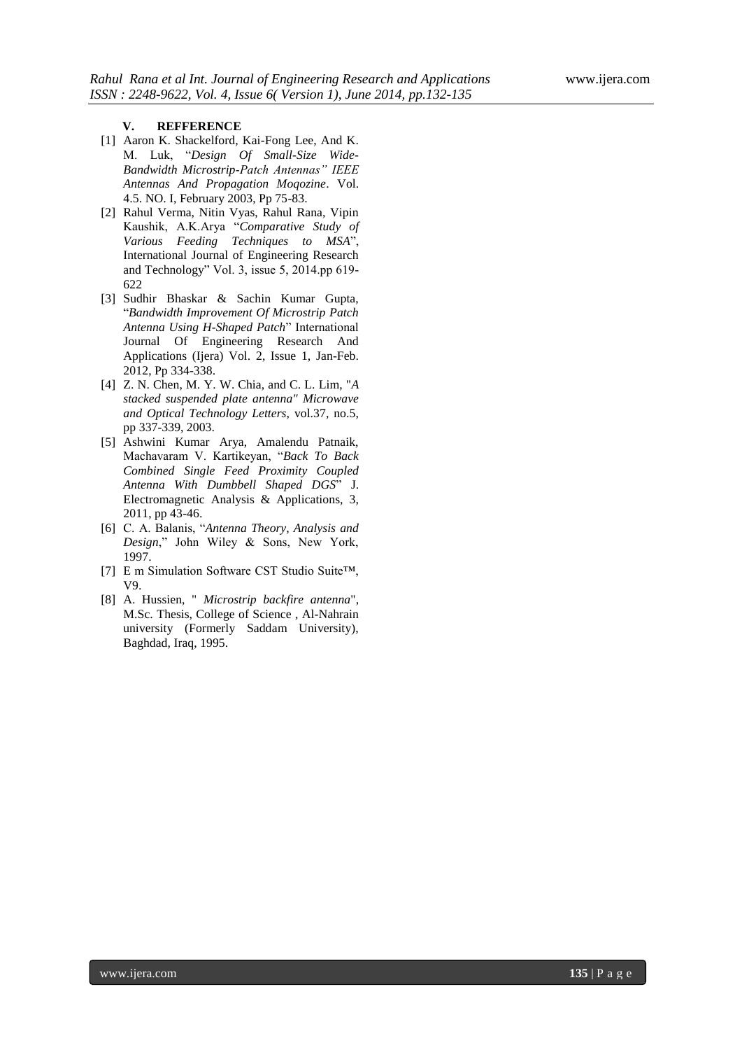## V. REFFERENCE

[1] Aaron K. Shackelford, Kai-Fong Lee, And K. M. Luk, "*Design Of Small-Size Wide-Bandwidth Microstrip-Patch Antennas" IEEE Antennas And Propagation Moqozine*. Vol. 4.5. NO. I, February 2003, Pp 75-83.

[2] Rahul Verma, Nitin Vyas, Rahul Rana, Vipin Kaushik, A.K.Arya "*Comparative Study of Various Feeding Techniques to MSA*", International Journal of Engineering Research and Technology" Vol. 3, issue 5, 2014.pp 619-622

[3] Sudhir Bhaskar & Sachin Kumar Gupta, "*Bandwidth Improvement Of Microstrip Patch Antenna Using H-Shaped Patch*" International Journal Of Engineering Research And Applications (Ijera) Vol. 2, Issue 1, Jan-Feb. 2012, Pp 334-338.

[4] Z. N. Chen, M. Y. W. Chia, and C. L. Lim, "*A stacked suspended plate antenna" Microwave and Optical Technology Letters*, vol.37, no.5, pp 337-339, 2003.

[5] Ashwini Kumar Arya, Amalendu Patnaik, Machavaram V. Kartikeyan, "*Back To Back Combined Single Feed Proximity Coupled Antenna With Dumbbell Shaped DGS*" J. Electromagnetic Analysis & Applications, 3, 2011, pp 43-46.

[6] C. A. Balanis, "*Antenna Theory, Analysis and Design*," John Wiley & Sons, New York, 1997.

[7] E m Simulation Software CST Studio Suite™, V9.

[8] A. Hussien, " *Microstrip backfire antenna*", M.Sc. Thesis, College of Science , Al-Nahrain university (Formerly Saddam University), Baghdad, Iraq, 1995.